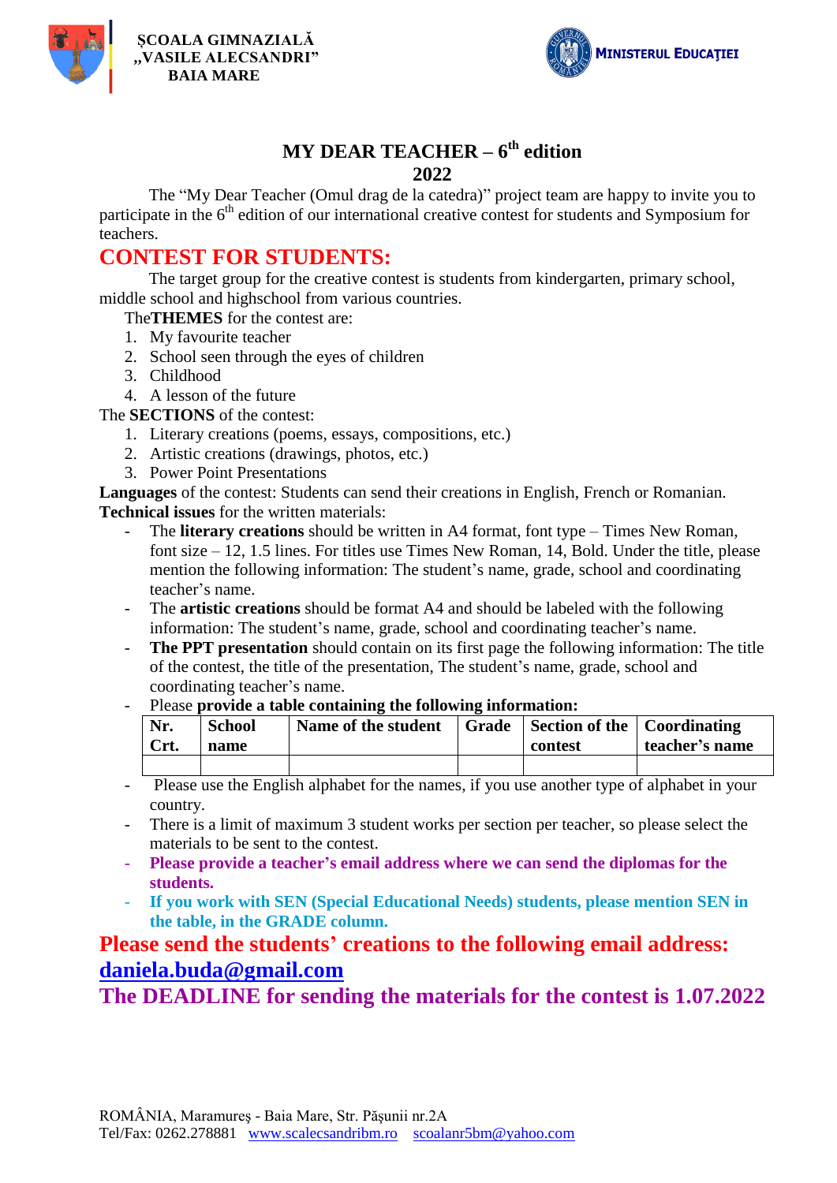ȘCOALA GIMNAZIALĂ
„VASILE ALECSANDRI"
BAIA MARE

MINISTERUL EDUCAȚIEI

# MY DEAR TEACHER – 6th edition
# 2022

The "My Dear Teacher (Omul drag de la catedra)" project team are happy to invite you to participate in the 6th edition of our international creative contest for students and Symposium for teachers.

## CONTEST FOR STUDENTS:

The target group for the creative contest is students from kindergarten, primary school, middle school and highschool from various countries.

The**THEMES** for the contest are:

1. My favourite teacher
2. School seen through the eyes of children
3. Childhood
4. A lesson of the future

The **SECTIONS** of the contest:

1. Literary creations (poems, essays, compositions, etc.)
2. Artistic creations (drawings, photos, etc.)
3. Power Point Presentations

**Languages** of the contest: Students can send their creations in English, French or Romanian.

**Technical issues** for the written materials:

- The **literary creations** should be written in A4 format, font type – Times New Roman, font size – 12, 1.5 lines. For titles use Times New Roman, 14, Bold. Under the title, please mention the following information: The student's name, grade, school and coordinating teacher's name.
- The **artistic creations** should be format A4 and should be labeled with the following information: The student's name, grade, school and coordinating teacher's name.
- **The PPT presentation** should contain on its first page the following information: The title of the contest, the title of the presentation, The student's name, grade, school and coordinating teacher's name.
- Please **provide a table containing the following information:**

| Nr. Crt. | School name | Name of the student | Grade | Section of the contest | Coordinating teacher's name |
|---|---|---|---|---|---|
| | | | | | |

- Please use the English alphabet for the names, if you use another type of alphabet in your country.
- There is a limit of maximum 3 student works per section per teacher, so please select the materials to be sent to the contest.
- **Please provide a teacher's email address where we can send the diplomas for the students.**
- **If you work with SEN (Special Educational Needs) students, please mention SEN in the table, in the GRADE column.**

**Please send the students' creations to the following email address: daniela.buda@gmail.com**

**The DEADLINE for sending the materials for the contest is 1.07.2022**

ROMÂNIA, Maramureș - Baia Mare, Str. Pășunii nr.2A
Tel/Fax: 0262.278881 www.scalecsandribm.ro scoalanr5bm@yahoo.com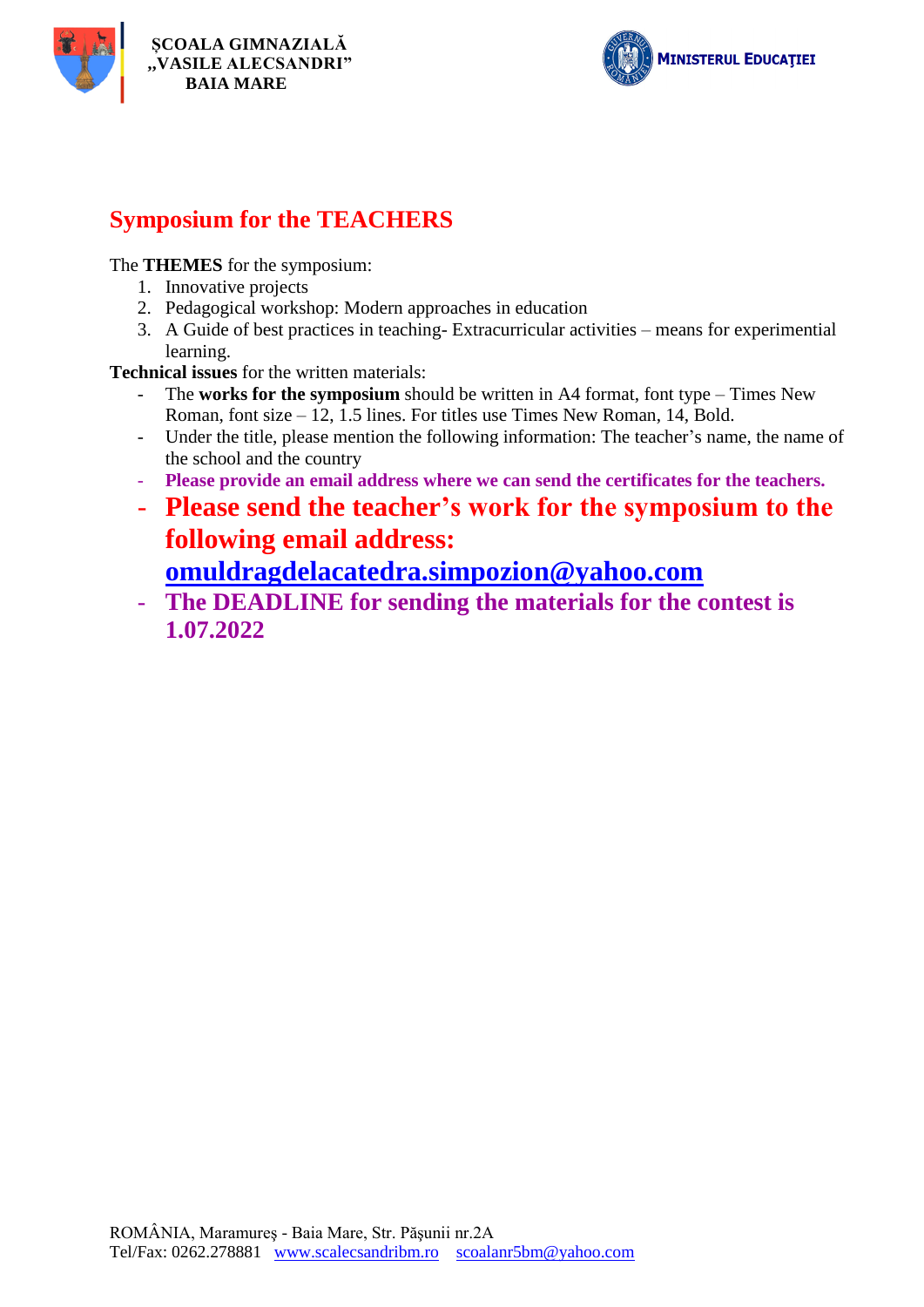ŞCOALA GIMNAZIALĂ
„VASILE ALECSANDRI"
BAIA MARE

MINISTERUL EDUCAŢIEI

## Symposium for the TEACHERS

The **THEMES** for the symposium:

1. Innovative projects
2. Pedagogical workshop: Modern approaches in education
3. A Guide of best practices in teaching- Extracurricular activities – means for experimental learning.

**Technical issues** for the written materials:

- The **works for the symposium** should be written in A4 format, font type – Times New Roman, font size – 12, 1.5 lines. For titles use Times New Roman, 14, Bold.
- Under the title, please mention the following information: The teacher's name, the name of the school and the country
- **Please provide an email address where we can send the certificates for the teachers.**
- **Please send the teacher's work for the symposium to the following email address: omuldragdelacatedra.simpozion@yahoo.com**
- **The DEADLINE for sending the materials for the contest is 1.07.2022**

ROMÂNIA, Maramureş - Baia Mare, Str. Păşunii nr.2A
Tel/Fax: 0262.278881 www.scalecsandribm.ro scoalanr5bm@yahoo.com